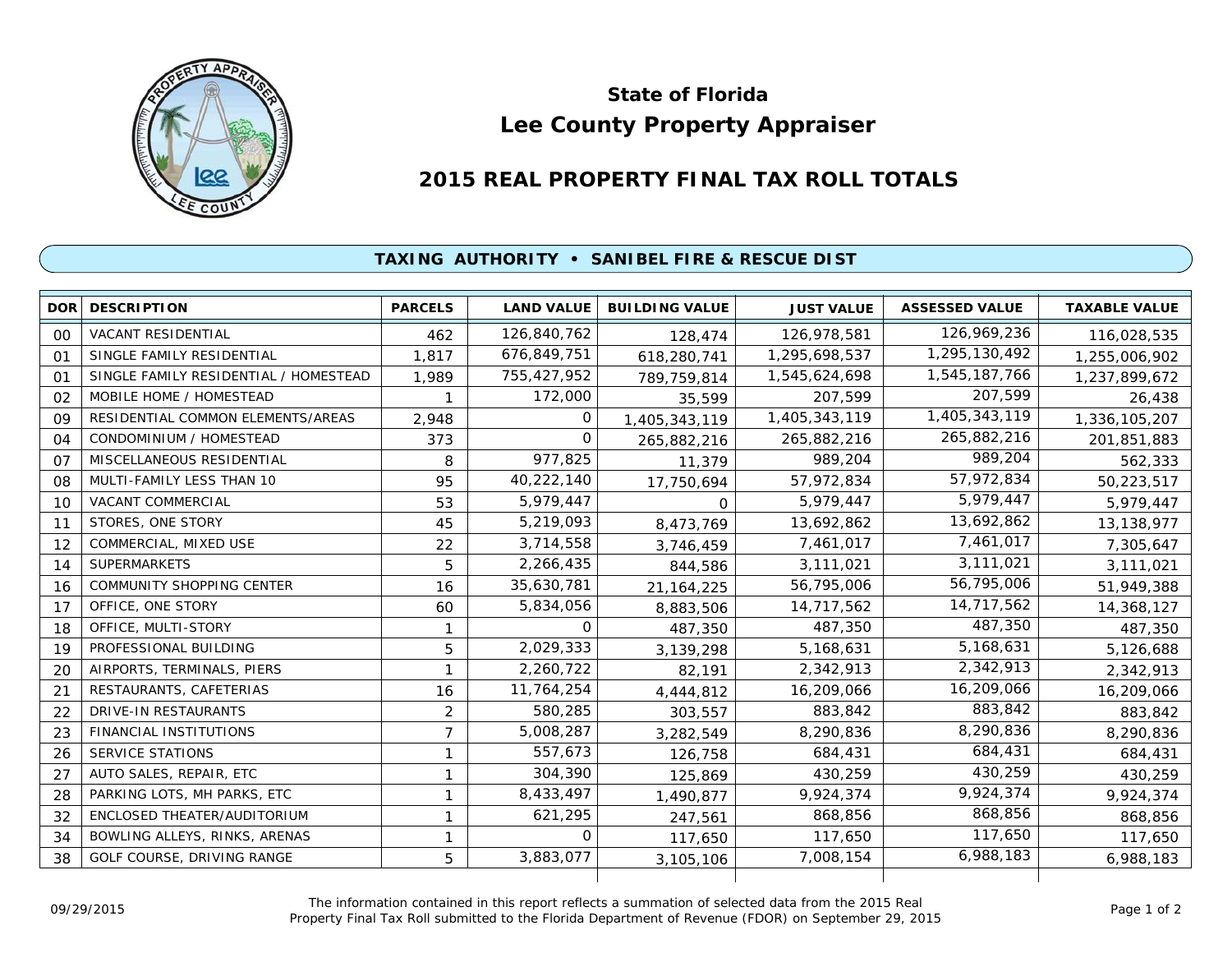# State of Florida
# Lee County Property Appraiser

## 2015 REAL PROPERTY FINAL TAX ROLL TOTALS

### TAXING AUTHORITY • SANIBEL FIRE & RESCUE DIST

| DOR | DESCRIPTION | PARCELS | LAND VALUE | BUILDING VALUE | JUST VALUE | ASSESSED VALUE | TAXABLE VALUE |
|---|---|---|---|---|---|---|---|
| 00 | VACANT RESIDENTIAL | 462 | 126,840,762 | 128,474 | 126,978,581 | 126,969,236 | 116,028,535 |
| 01 | SINGLE FAMILY RESIDENTIAL | 1,817 | 676,849,751 | 618,280,741 | 1,295,698,537 | 1,295,130,492 | 1,255,006,902 |
| 01 | SINGLE FAMILY RESIDENTIAL / HOMESTEAD | 1,989 | 755,427,952 | 789,759,814 | 1,545,624,698 | 1,545,187,766 | 1,237,899,672 |
| 02 | MOBILE HOME / HOMESTEAD | 1 | 172,000 | 35,599 | 207,599 | 207,599 | 26,438 |
| 09 | RESIDENTIAL COMMON ELEMENTS/AREAS | 2,948 | 0 | 1,405,343,119 | 1,405,343,119 | 1,405,343,119 | 1,336,105,207 |
| 04 | CONDOMINIUM / HOMESTEAD | 373 | 0 | 265,882,216 | 265,882,216 | 265,882,216 | 201,851,883 |
| 07 | MISCELLANEOUS RESIDENTIAL | 8 | 977,825 | 11,379 | 989,204 | 989,204 | 562,333 |
| 08 | MULTI-FAMILY LESS THAN 10 | 95 | 40,222,140 | 17,750,694 | 57,972,834 | 57,972,834 | 50,223,517 |
| 10 | VACANT COMMERCIAL | 53 | 5,979,447 | 0 | 5,979,447 | 5,979,447 | 5,979,447 |
| 11 | STORES, ONE STORY | 45 | 5,219,093 | 8,473,769 | 13,692,862 | 13,692,862 | 13,138,977 |
| 12 | COMMERCIAL, MIXED USE | 22 | 3,714,558 | 3,746,459 | 7,461,017 | 7,461,017 | 7,305,647 |
| 14 | SUPERMARKETS | 5 | 2,266,435 | 844,586 | 3,111,021 | 3,111,021 | 3,111,021 |
| 16 | COMMUNITY SHOPPING CENTER | 16 | 35,630,781 | 21,164,225 | 56,795,006 | 56,795,006 | 51,949,388 |
| 17 | OFFICE, ONE STORY | 60 | 5,834,056 | 8,883,506 | 14,717,562 | 14,717,562 | 14,368,127 |
| 18 | OFFICE, MULTI-STORY | 1 | 0 | 487,350 | 487,350 | 487,350 | 487,350 |
| 19 | PROFESSIONAL BUILDING | 5 | 2,029,333 | 3,139,298 | 5,168,631 | 5,168,631 | 5,126,688 |
| 20 | AIRPORTS, TERMINALS, PIERS | 1 | 2,260,722 | 82,191 | 2,342,913 | 2,342,913 | 2,342,913 |
| 21 | RESTAURANTS, CAFETERIAS | 16 | 11,764,254 | 4,444,812 | 16,209,066 | 16,209,066 | 16,209,066 |
| 22 | DRIVE-IN RESTAURANTS | 2 | 580,285 | 303,557 | 883,842 | 883,842 | 883,842 |
| 23 | FINANCIAL INSTITUTIONS | 7 | 5,008,287 | 3,282,549 | 8,290,836 | 8,290,836 | 8,290,836 |
| 26 | SERVICE STATIONS | 1 | 557,673 | 126,758 | 684,431 | 684,431 | 684,431 |
| 27 | AUTO SALES, REPAIR, ETC | 1 | 304,390 | 125,869 | 430,259 | 430,259 | 430,259 |
| 28 | PARKING LOTS, MH PARKS, ETC | 1 | 8,433,497 | 1,490,877 | 9,924,374 | 9,924,374 | 9,924,374 |
| 32 | ENCLOSED THEATER/AUDITORIUM | 1 | 621,295 | 247,561 | 868,856 | 868,856 | 868,856 |
| 34 | BOWLING ALLEYS, RINKS, ARENAS | 1 | 0 | 117,650 | 117,650 | 117,650 | 117,650 |
| 38 | GOLF COURSE, DRIVING RANGE | 5 | 3,883,077 | 3,105,106 | 7,008,154 | 6,988,183 | 6,988,183 |

09/29/2015

The information contained in this report reflects a summation of selected data from the 2015 Real Property Final Tax Roll submitted to the Florida Department of Revenue (FDOR) on September 29, 2015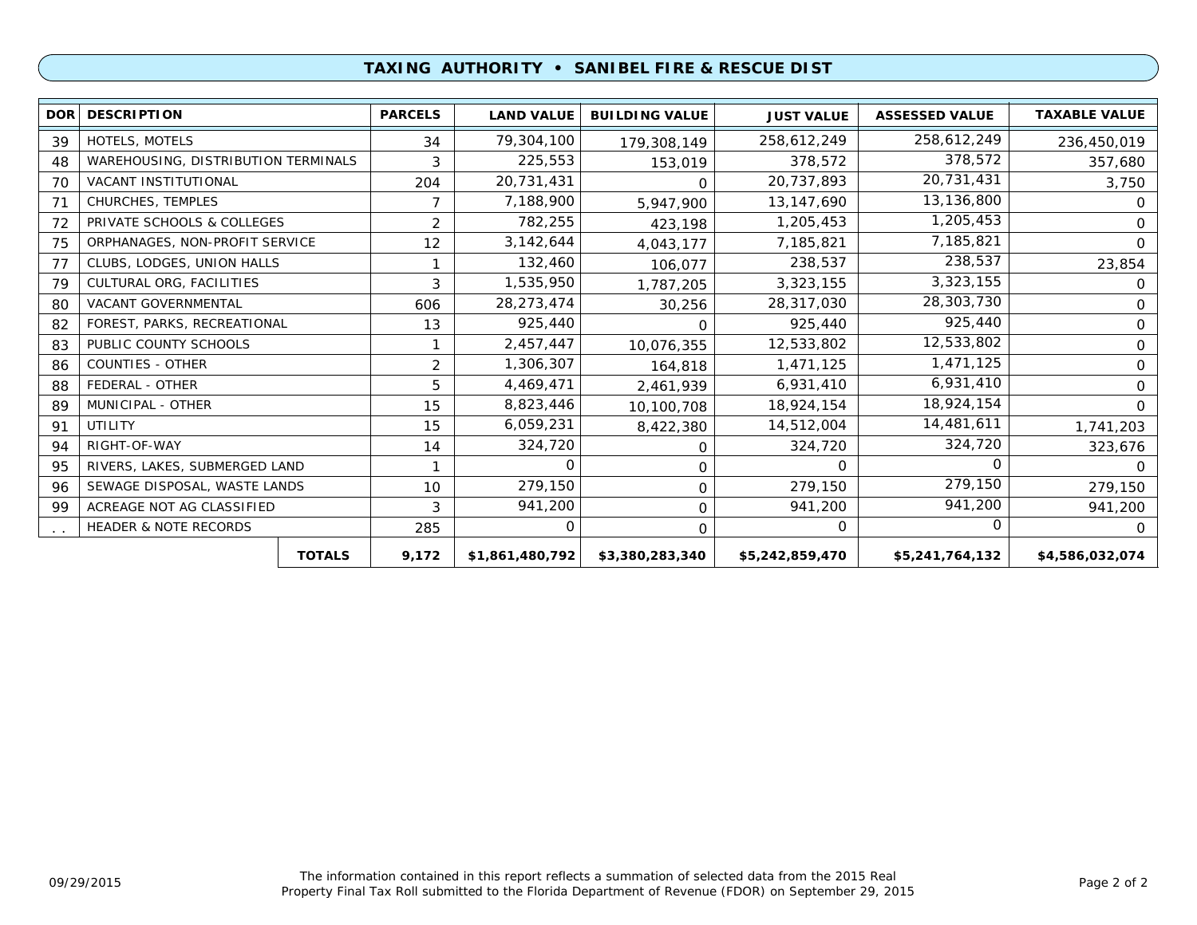## TAXING AUTHORITY • SANIBEL FIRE & RESCUE DIST

| DOR | DESCRIPTION | | PARCELS | LAND VALUE | BUILDING VALUE | JUST VALUE | ASSESSED VALUE | TAXABLE VALUE |
|---|---|---|---|---|---|---|---|---|
| 39 | HOTELS, MOTELS | | 34 | 79,304,100 | 179,308,149 | 258,612,249 | 258,612,249 | 236,450,019 |
| 48 | WAREHOUSING, DISTRIBUTION TERMINALS | | 3 | 225,553 | 153,019 | 378,572 | 378,572 | 357,680 |
| 70 | VACANT INSTITUTIONAL | | 204 | 20,731,431 | 0 | 20,737,893 | 20,731,431 | 3,750 |
| 71 | CHURCHES, TEMPLES | | 7 | 7,188,900 | 5,947,900 | 13,147,690 | 13,136,800 | 0 |
| 72 | PRIVATE SCHOOLS & COLLEGES | | 2 | 782,255 | 423,198 | 1,205,453 | 1,205,453 | 0 |
| 75 | ORPHANAGES, NON-PROFIT SERVICE | | 12 | 3,142,644 | 4,043,177 | 7,185,821 | 7,185,821 | 0 |
| 77 | CLUBS, LODGES, UNION HALLS | | 1 | 132,460 | 106,077 | 238,537 | 238,537 | 23,854 |
| 79 | CULTURAL ORG, FACILITIES | | 3 | 1,535,950 | 1,787,205 | 3,323,155 | 3,323,155 | 0 |
| 80 | VACANT GOVERNMENTAL | | 606 | 28,273,474 | 30,256 | 28,317,030 | 28,303,730 | 0 |
| 82 | FOREST, PARKS, RECREATIONAL | | 13 | 925,440 | 0 | 925,440 | 925,440 | 0 |
| 83 | PUBLIC COUNTY SCHOOLS | | 1 | 2,457,447 | 10,076,355 | 12,533,802 | 12,533,802 | 0 |
| 86 | COUNTIES - OTHER | | 2 | 1,306,307 | 164,818 | 1,471,125 | 1,471,125 | 0 |
| 88 | FEDERAL - OTHER | | 5 | 4,469,471 | 2,461,939 | 6,931,410 | 6,931,410 | 0 |
| 89 | MUNICIPAL - OTHER | | 15 | 8,823,446 | 10,100,708 | 18,924,154 | 18,924,154 | 0 |
| 91 | UTILITY | | 15 | 6,059,231 | 8,422,380 | 14,512,004 | 14,481,611 | 1,741,203 |
| 94 | RIGHT-OF-WAY | | 14 | 324,720 | 0 | 324,720 | 324,720 | 323,676 |
| 95 | RIVERS, LAKES, SUBMERGED LAND | | 1 | 0 | 0 | 0 | 0 | 0 |
| 96 | SEWAGE DISPOSAL, WASTE LANDS | | 10 | 279,150 | 0 | 279,150 | 279,150 | 279,150 |
| 99 | ACREAGE NOT AG CLASSIFIED | | 3 | 941,200 | 0 | 941,200 | 941,200 | 941,200 |
| . . | HEADER & NOTE RECORDS | | 285 | 0 | 0 | 0 | 0 | 0 |
| | | **TOTALS** | **9,172** | **$1,861,480,792** | **$3,380,283,340** | **$5,242,859,470** | **$5,241,764,132** | **$4,586,032,074** |

09/29/2015

The information contained in this report reflects a summation of selected data from the 2015 Real Property Final Tax Roll submitted to the Florida Department of Revenue (FDOR) on September 29, 2015